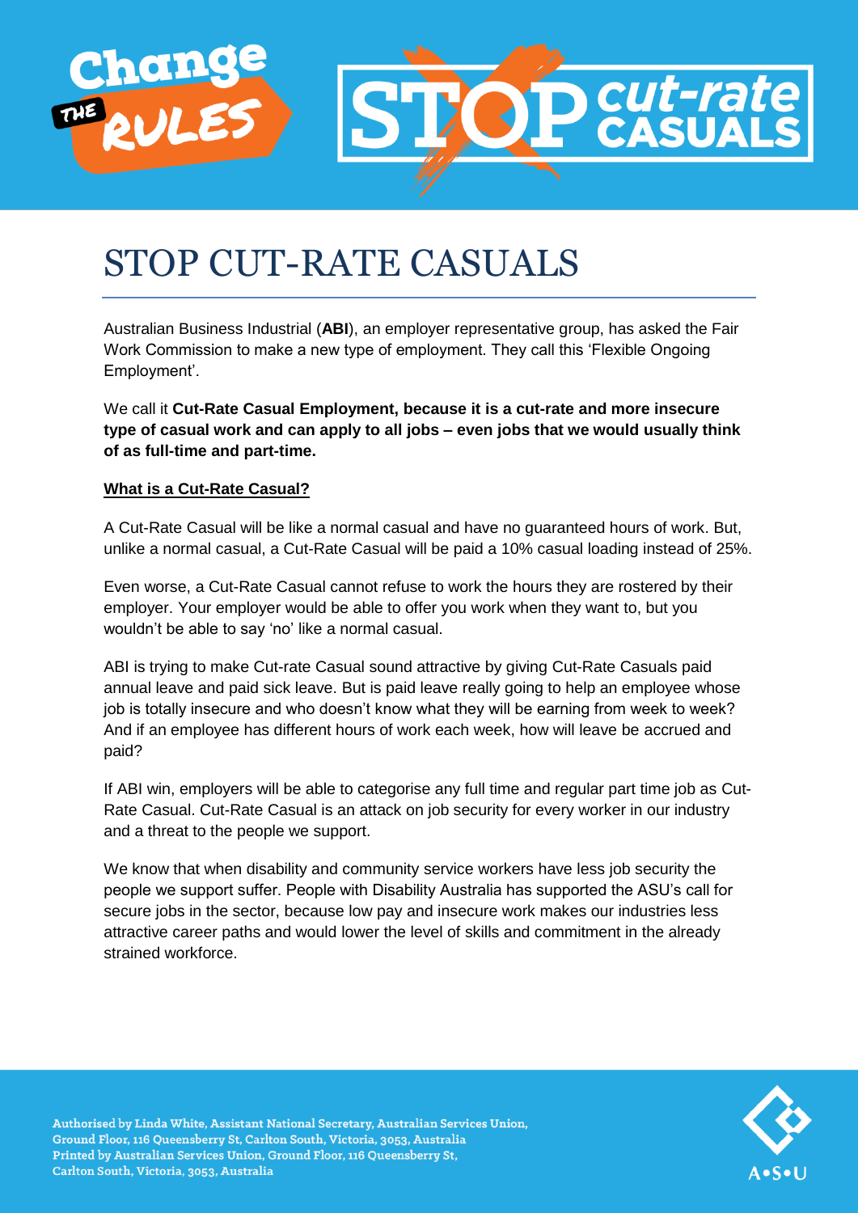Change THE RULES

STOP cut-rate CASUALS

# STOP CUT-RATE CASUALS

Australian Business Industrial (**ABI**), an employer representative group, has asked the Fair Work Commission to make a new type of employment. They call this 'Flexible Ongoing Employment'.

We call it **Cut-Rate Casual Employment, because it is a cut-rate and more insecure type of casual work and can apply to all jobs – even jobs that we would usually think of as full-time and part-time.**

**What is a Cut-Rate Casual?**

A Cut-Rate Casual will be like a normal casual and have no guaranteed hours of work. But, unlike a normal casual, a Cut-Rate Casual will be paid a 10% casual loading instead of 25%.

Even worse, a Cut-Rate Casual cannot refuse to work the hours they are rostered by their employer. Your employer would be able to offer you work when they want to, but you wouldn't be able to say 'no' like a normal casual.

ABI is trying to make Cut-rate Casual sound attractive by giving Cut-Rate Casuals paid annual leave and paid sick leave. But is paid leave really going to help an employee whose job is totally insecure and who doesn't know what they will be earning from week to week? And if an employee has different hours of work each week, how will leave be accrued and paid?

If ABI win, employers will be able to categorise any full time and regular part time job as Cut-Rate Casual. Cut-Rate Casual is an attack on job security for every worker in our industry and a threat to the people we support.

We know that when disability and community service workers have less job security the people we support suffer. People with Disability Australia has supported the ASU's call for secure jobs in the sector, because low pay and insecure work makes our industries less attractive career paths and would lower the level of skills and commitment in the already strained workforce.

Authorised by Linda White, Assistant National Secretary, Australian Services Union, Ground Floor, 116 Queensberry St, Carlton South, Victoria, 3053, Australia
Printed by Australian Services Union, Ground Floor, 116 Queensberry St, Carlton South, Victoria, 3053, Australia

A•S•U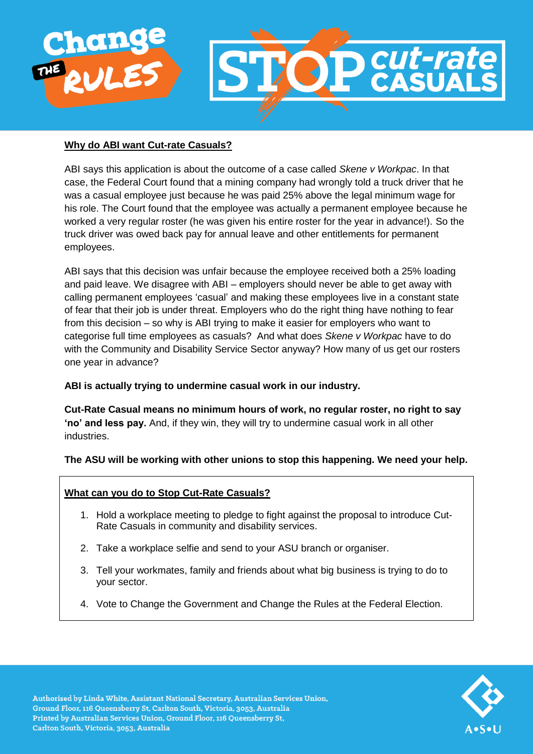Change THE RULES

STOP cut-rate CASUALS

## Why do ABI want Cut-rate Casuals?

ABI says this application is about the outcome of a case called *Skene v Workpac*. In that case, the Federal Court found that a mining company had wrongly told a truck driver that he was a casual employee just because he was paid 25% above the legal minimum wage for his role. The Court found that the employee was actually a permanent employee because he worked a very regular roster (he was given his entire roster for the year in advance!). So the truck driver was owed back pay for annual leave and other entitlements for permanent employees.

ABI says that this decision was unfair because the employee received both a 25% loading and paid leave. We disagree with ABI – employers should never be able to get away with calling permanent employees 'casual' and making these employees live in a constant state of fear that their job is under threat. Employers who do the right thing have nothing to fear from this decision – so why is ABI trying to make it easier for employers who want to categorise full time employees as casuals? And what does *Skene v Workpac* have to do with the Community and Disability Service Sector anyway? How many of us get our rosters one year in advance?

**ABI is actually trying to undermine casual work in our industry.**

**Cut-Rate Casual means no minimum hours of work, no regular roster, no right to say 'no' and less pay.** And, if they win, they will try to undermine casual work in all other industries.

**The ASU will be working with other unions to stop this happening. We need your help.**

## What can you do to Stop Cut-Rate Casuals?

1. Hold a workplace meeting to pledge to fight against the proposal to introduce Cut-Rate Casuals in community and disability services.
2. Take a workplace selfie and send to your ASU branch or organiser.
3. Tell your workmates, family and friends about what big business is trying to do to your sector.
4. Vote to Change the Government and Change the Rules at the Federal Election.

Authorised by Linda White, Assistant National Secretary, Australian Services Union, Ground Floor, 116 Queensberry St, Carlton South, Victoria, 3053, Australia
Printed by Australian Services Union, Ground Floor, 116 Queensberry St, Carlton South, Victoria, 3053, Australia

A•S•U